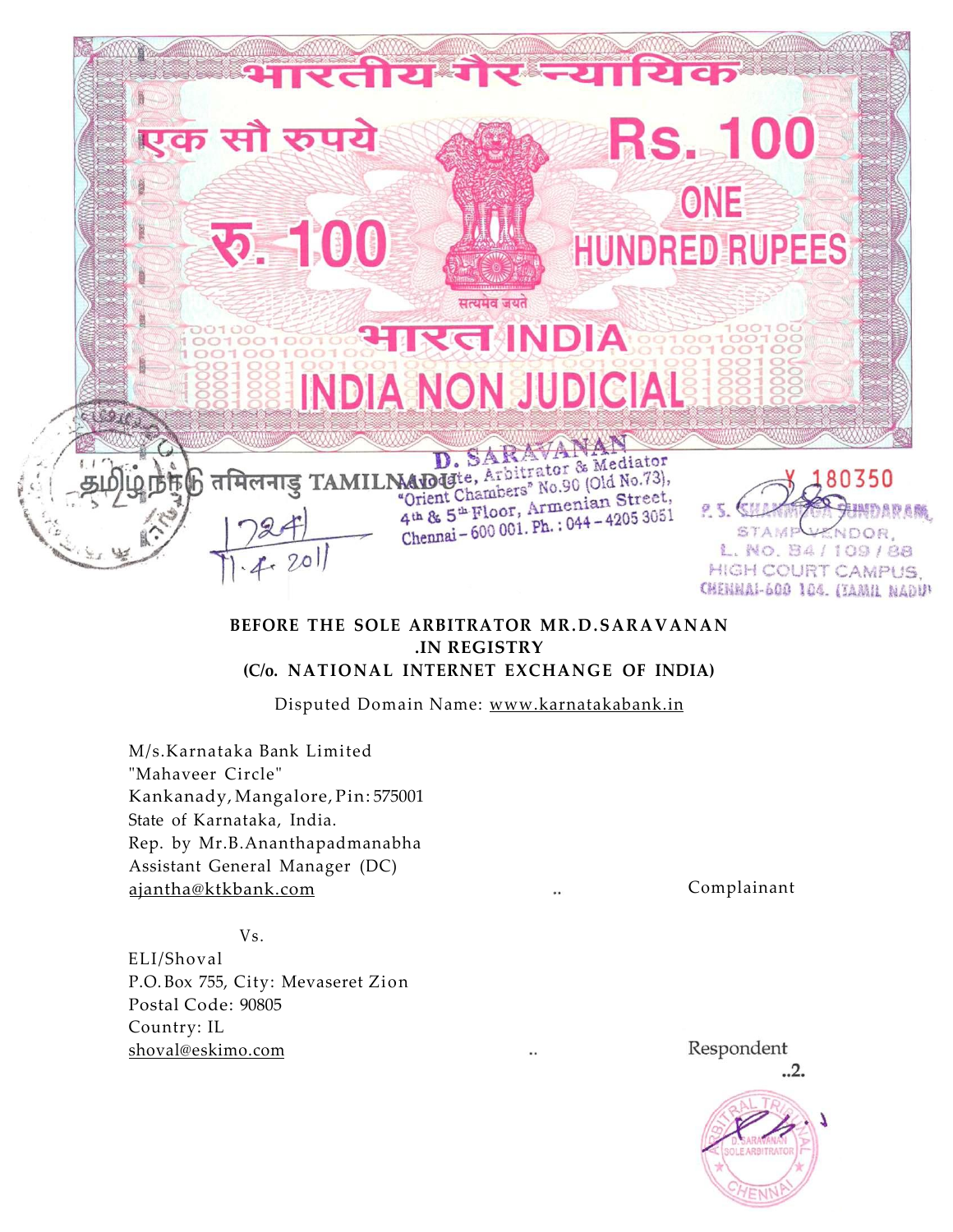भारतीय गैर न्यायिक

एक सौ रुपये

रु. 100

Rs. 100

ONE HUNDRED RUPEES

सत्यमेव जयते

भारत INDIA

INDIA NON JUDICIAL

தமிழ்நாடு तमिलनाडु TAMILNADU

D. SARAVANAN
Advocate, Arbitrator & Mediator
"Orient Chambers" No.90 (Old No.73),
4th & 5th Floor, Armenian Street,
Chennai - 600 001. Ph. : 044 - 4205 3051

Y 180350

P. S. SHANMUGA SUNDARAM,
STAMP VENDOR,
L. No. B4 / 109 / 88
HIGH COURT CAMPUS,
CHENNAI-600 104. (TAMIL NADU)

7241
11.4.2011

**BEFORE THE SOLE ARBITRATOR MR.D.SARAVANAN**
**.IN REGISTRY**
**(C/o. NATIONAL INTERNET EXCHANGE OF INDIA)**

Disputed Domain Name: www.karnatakabank.in

M/s.Karnataka Bank Limited
"Mahaveer Circle"
Kankanady, Mangalore, Pin: 575001
State of Karnataka, India.
Rep. by Mr.B.Ananthapadmanabha
Assistant General Manager (DC)
ajantha@ktkbank.com .. Complainant

Vs.

ELI/Shoval
P.O.Box 755, City: Mevaseret Zion
Postal Code: 90805
Country: IL
shoval@eskimo.com .. Respondent

..2.

ARBITRAL TRIBUNAL
D. SARAVANAN
SOLE ARBITRATOR
CHENNAI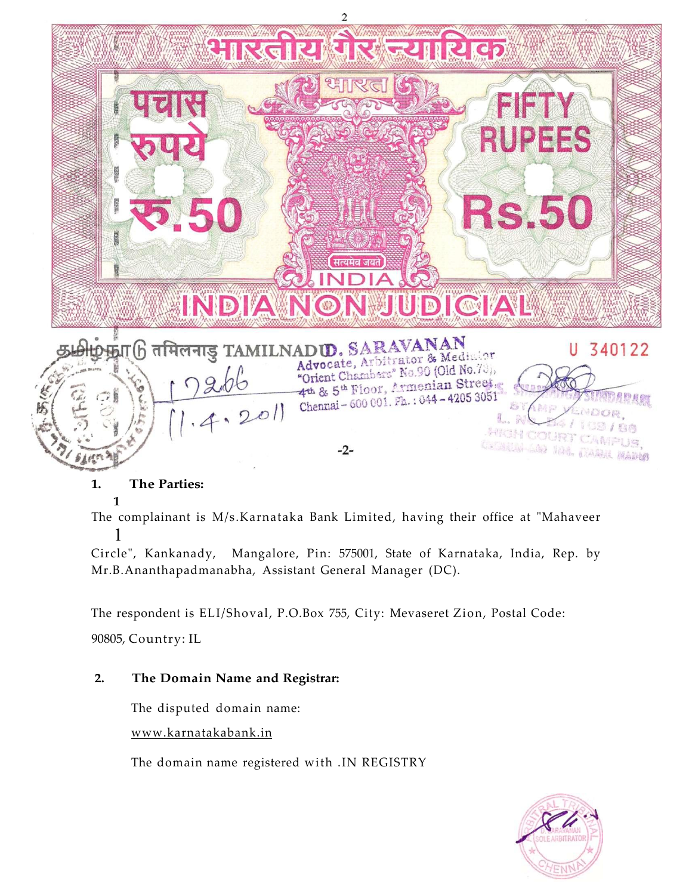भारतीय गैर न्यायिक

भारत

पचास रुपये रु.50

FIFTY RUPEES Rs.50

सत्यमेव जयते

INDIA

INDIA NON JUDICIAL

தமிழ்நாடு तमिलनाडु TAMILNADU

D. SARAVANAN
Advocate, Arbitrator & Mediator
"Orient Chambers" No.90 (Old No.70),
4th & 5th Floor, Armenian Street,
Chennai - 600 001. Ph.: 044 - 4205 3051

U 340122

12266
11.4.2011

S. SHANMUGA SUNDARAM
STAMP VENDOR,
L. No. B4 / 109 / 89
HIGH COURT CAMPUS,
CHENNAI-600 104. (TAMIL NADU)

**1. The Parties:**

The complainant is M/s.Karnataka Bank Limited, having their office at "Mahaveer Circle", Kankanady, Mangalore, Pin: 575001, State of Karnataka, India, Rep. by Mr.B.Ananthapadmanabha, Assistant General Manager (DC).

The respondent is ELI/Shoval, P.O.Box 755, City: Mevaseret Zion, Postal Code: 90805, Country: IL

**2. The Domain Name and Registrar:**

The disputed domain name:

www.karnatakabank.in

The domain name registered with .IN REGISTRY

ARBITRAL TRIBUNAL
D. SARAVANAN
SOLE ARBITRATOR
CHENNAI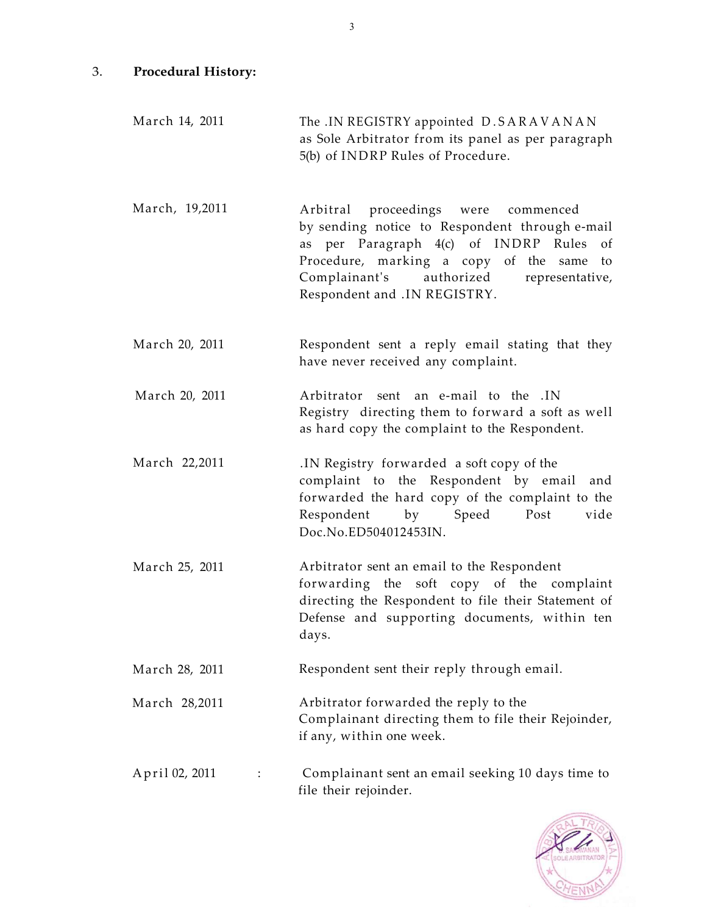## 3. **Procedural History:**

| | |
|---|---|
| March 14, 2011 | The .IN REGISTRY appointed D.SARAVANAN as Sole Arbitrator from its panel as per paragraph 5(b) of INDRP Rules of Procedure. |
| March, 19,2011 | Arbitral proceedings were commenced by sending notice to Respondent through e-mail as per Paragraph 4(c) of INDRP Rules of Procedure, marking a copy of the same to Complainant's authorized representative, Respondent and .IN REGISTRY. |
| March 20, 2011 | Respondent sent a reply email stating that they have never received any complaint. |
| March 20, 2011 | Arbitrator sent an e-mail to the .IN Registry directing them to forward a soft as well as hard copy the complaint to the Respondent. |
| March 22,2011 | .IN Registry forwarded a soft copy of the complaint to the Respondent by email and forwarded the hard copy of the complaint to the Respondent by Speed Post vide Doc.No.ED504012453IN. |
| March 25, 2011 | Arbitrator sent an email to the Respondent forwarding the soft copy of the complaint directing the Respondent to file their Statement of Defense and supporting documents, within ten days. |
| March 28, 2011 | Respondent sent their reply through email. |
| March 28,2011 | Arbitrator forwarded the reply to the Complainant directing them to file their Rejoinder, if any, within one week. |
| April 02, 2011 : | Complainant sent an email seeking 10 days time to file their rejoinder. |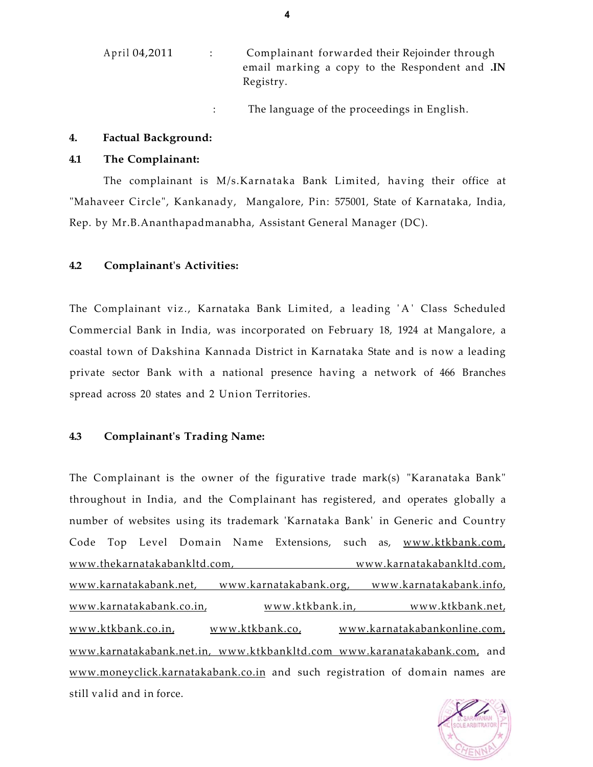April 04,2011 : Complainant forwarded their Rejoinder through email marking a copy to the Respondent and **.IN** Registry.

: The language of the proceedings in English.

**4. Factual Background:**

**4.1 The Complainant:**

The complainant is M/s.Karnataka Bank Limited, having their office at "Mahaveer Circle", Kankanady, Mangalore, Pin: 575001, State of Karnataka, India, Rep. by Mr.B.Ananthapadmanabha, Assistant General Manager (DC).

**4.2 Complainant's Activities:**

The Complainant viz., Karnataka Bank Limited, a leading 'A' Class Scheduled Commercial Bank in India, was incorporated on February 18, 1924 at Mangalore, a coastal town of Dakshina Kannada District in Karnataka State and is now a leading private sector Bank with a national presence having a network of 466 Branches spread across 20 states and 2 Union Territories.

**4.3 Complainant's Trading Name:**

The Complainant is the owner of the figurative trade mark(s) "Karanataka Bank" throughout in India, and the Complainant has registered, and operates globally a number of websites using its trademark 'Karnataka Bank' in Generic and Country Code Top Level Domain Name Extensions, such as, www.ktkbank.com, www.thekarnatakabankltd.com, www.karnatakabankltd.com, www.karnatakabank.net, www.karnatakabank.org, www.karnatakabank.info, www.karnatakabank.co.in, www.ktkbank.in, www.ktkbank.net, www.ktkbank.co.in, www.ktkbank.co, www.karnatakabankonline.com, www.karnatakabank.net.in, www.ktkbankltd.com www.karanatakabank.com, and www.moneyclick.karnatakabank.co.in and such registration of domain names are still valid and in force.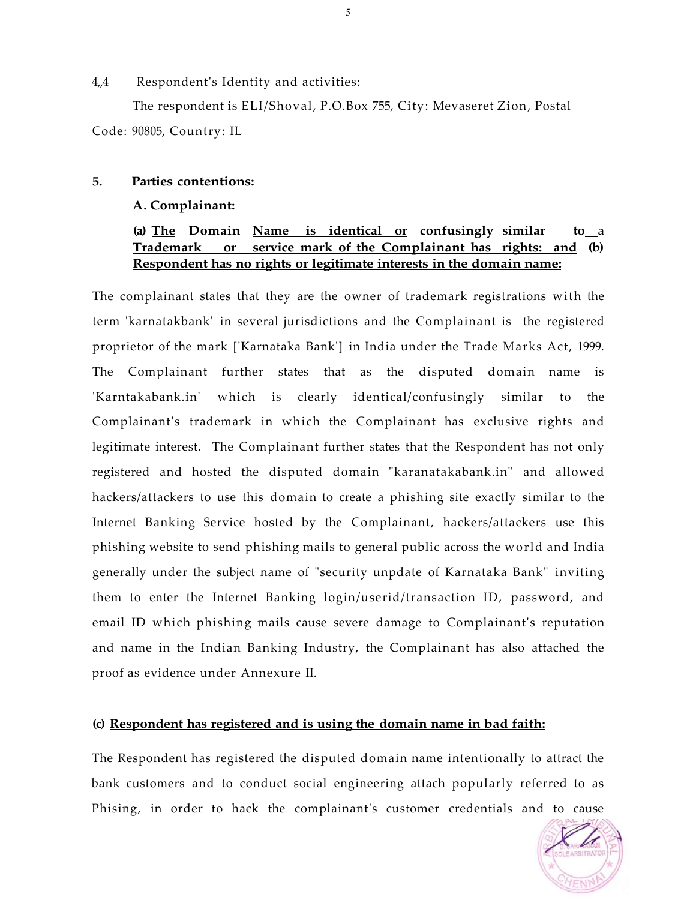4,4 Respondent's Identity and activities:

The respondent is ELI/Shoval, P.O.Box 755, City: Mevaseret Zion, Postal Code: 90805, Country: IL

**5. Parties contentions:**

**A. Complainant:**

**(a) <u>The</u> Domain <u>Name is identical or</u> confusingly similar to a <u>Trademark or service mark of the Complainant has rights: and</u> (b) <u>Respondent has no rights or legitimate interests in the domain name:</u>**

The complainant states that they are the owner of trademark registrations with the term 'karnatakbank' in several jurisdictions and the Complainant is the registered proprietor of the mark ['Karnataka Bank'] in India under the Trade Marks Act, 1999. The Complainant further states that as the disputed domain name is 'Karntakabank.in' which is clearly identical/confusingly similar to the Complainant's trademark in which the Complainant has exclusive rights and legitimate interest. The Complainant further states that the Respondent has not only registered and hosted the disputed domain "karanatakabank.in" and allowed hackers/attackers to use this domain to create a phishing site exactly similar to the Internet Banking Service hosted by the Complainant, hackers/attackers use this phishing website to send phishing mails to general public across the world and India generally under the subject name of "security unpdate of Karnataka Bank" inviting them to enter the Internet Banking login/userid/transaction ID, password, and email ID which phishing mails cause severe damage to Complainant's reputation and name in the Indian Banking Industry, the Complainant has also attached the proof as evidence under Annexure II.

**(c) <u>Respondent has registered and is using the domain name in bad faith:</u>**

The Respondent has registered the disputed domain name intentionally to attract the bank customers and to conduct social engineering attach popularly referred to as Phising, in order to hack the complainant's customer credentials and to cause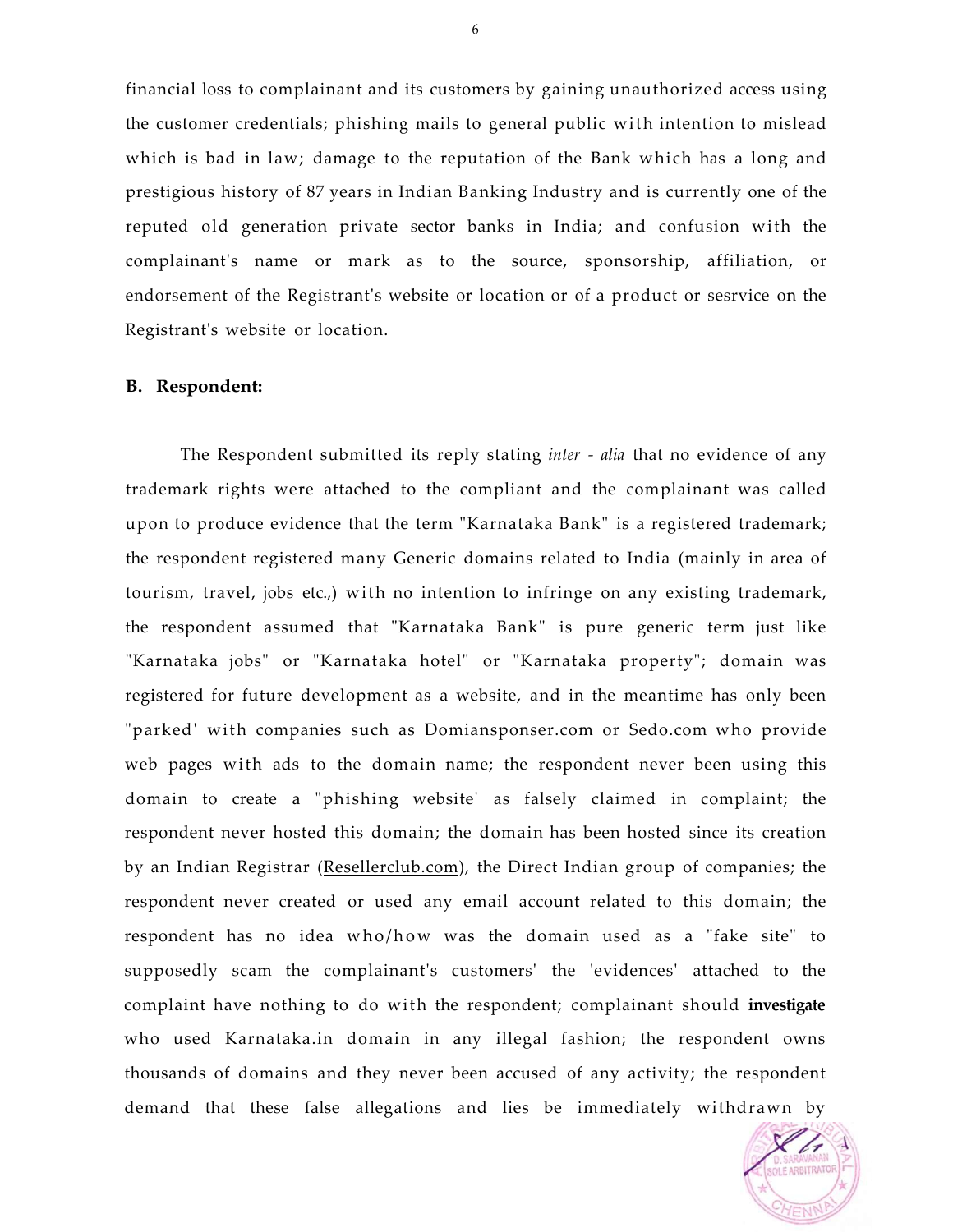financial loss to complainant and its customers by gaining unauthorized access using the customer credentials; phishing mails to general public with intention to mislead which is bad in law; damage to the reputation of the Bank which has a long and prestigious history of 87 years in Indian Banking Industry and is currently one of the reputed old generation private sector banks in India; and confusion with the complainant's name or mark as to the source, sponsorship, affiliation, or endorsement of the Registrant's website or location or of a product or sesrvice on the Registrant's website or location.

**B. Respondent:**

The Respondent submitted its reply stating *inter - alia* that no evidence of any trademark rights were attached to the compliant and the complainant was called upon to produce evidence that the term "Karnataka Bank" is a registered trademark; the respondent registered many Generic domains related to India (mainly in area of tourism, travel, jobs etc.,) with no intention to infringe on any existing trademark, the respondent assumed that "Karnataka Bank" is pure generic term just like "Karnataka jobs" or "Karnataka hotel" or "Karnataka property"; domain was registered for future development as a website, and in the meantime has only been "parked' with companies such as Domiansponser.com or Sedo.com who provide web pages with ads to the domain name; the respondent never been using this domain to create a "phishing website' as falsely claimed in complaint; the respondent never hosted this domain; the domain has been hosted since its creation by an Indian Registrar (Resellerclub.com), the Direct Indian group of companies; the respondent never created or used any email account related to this domain; the respondent has no idea who/how was the domain used as a "fake site" to supposedly scam the complainant's customers' the 'evidences' attached to the complaint have nothing to do with the respondent; complainant should **investigate** who used Karnataka.in domain in any illegal fashion; the respondent owns thousands of domains and they never been accused of any activity; the respondent demand that these false allegations and lies be immediately withdrawn by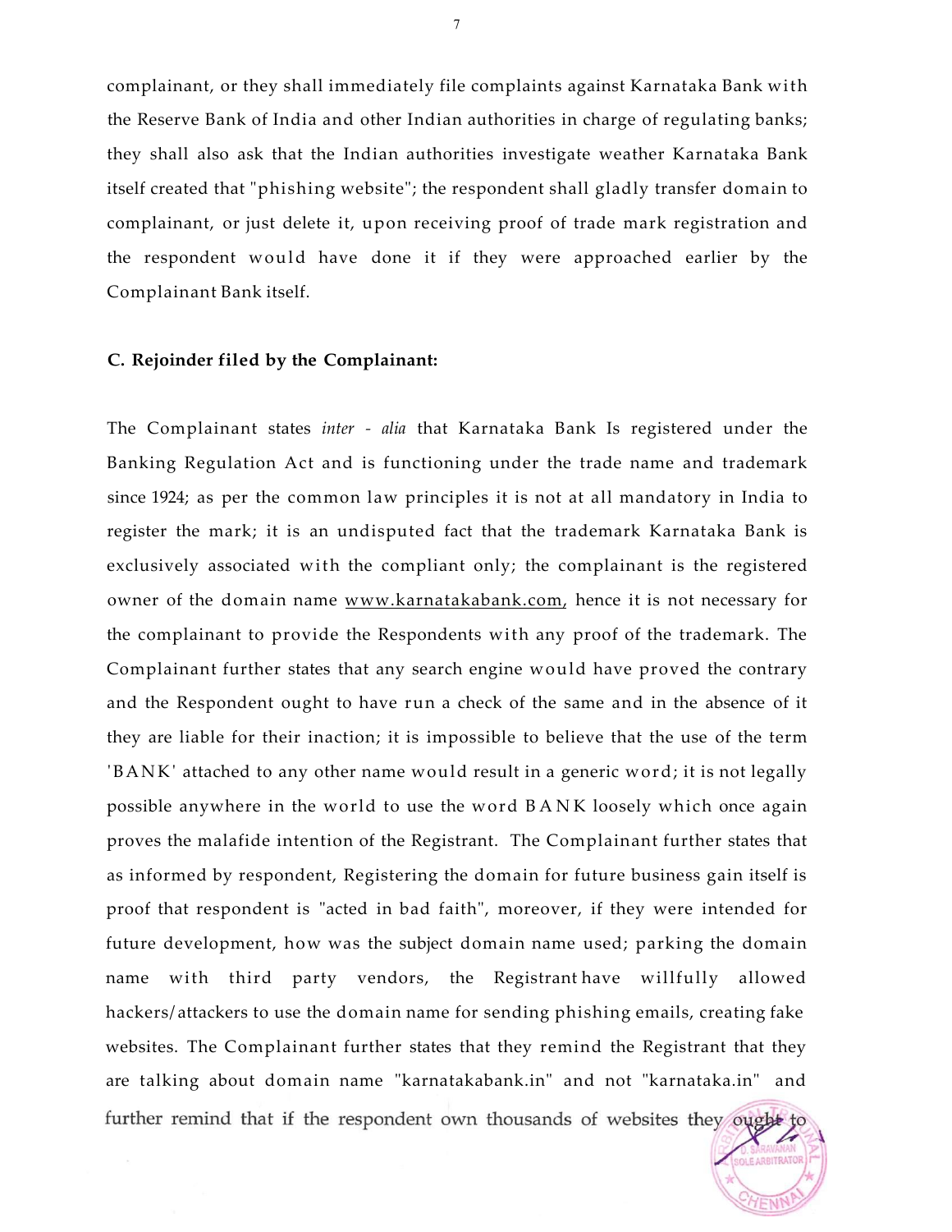complainant, or they shall immediately file complaints against Karnataka Bank with the Reserve Bank of India and other Indian authorities in charge of regulating banks; they shall also ask that the Indian authorities investigate weather Karnataka Bank itself created that "phishing website"; the respondent shall gladly transfer domain to complainant, or just delete it, upon receiving proof of trade mark registration and the respondent would have done it if they were approached earlier by the Complainant Bank itself.

**C. Rejoinder filed by the Complainant:**

The Complainant states *inter - alia* that Karnataka Bank Is registered under the Banking Regulation Act and is functioning under the trade name and trademark since 1924; as per the common law principles it is not at all mandatory in India to register the mark; it is an undisputed fact that the trademark Karnataka Bank is exclusively associated with the compliant only; the complainant is the registered owner of the domain name www.karnatakabank.com, hence it is not necessary for the complainant to provide the Respondents with any proof of the trademark. The Complainant further states that any search engine would have proved the contrary and the Respondent ought to have run a check of the same and in the absence of it they are liable for their inaction; it is impossible to believe that the use of the term 'BANK' attached to any other name would result in a generic word; it is not legally possible anywhere in the world to use the word BANK loosely which once again proves the malafide intention of the Registrant. The Complainant further states that as informed by respondent, Registering the domain for future business gain itself is proof that respondent is "acted in bad faith", moreover, if they were intended for future development, how was the subject domain name used; parking the domain name with third party vendors, the Registrant have willfully allowed hackers/attackers to use the domain name for sending phishing emails, creating fake websites. The Complainant further states that they remind the Registrant that they are talking about domain name "karnatakabank.in" and not "karnataka.in" and further remind that if the respondent own thousands of websites they ought to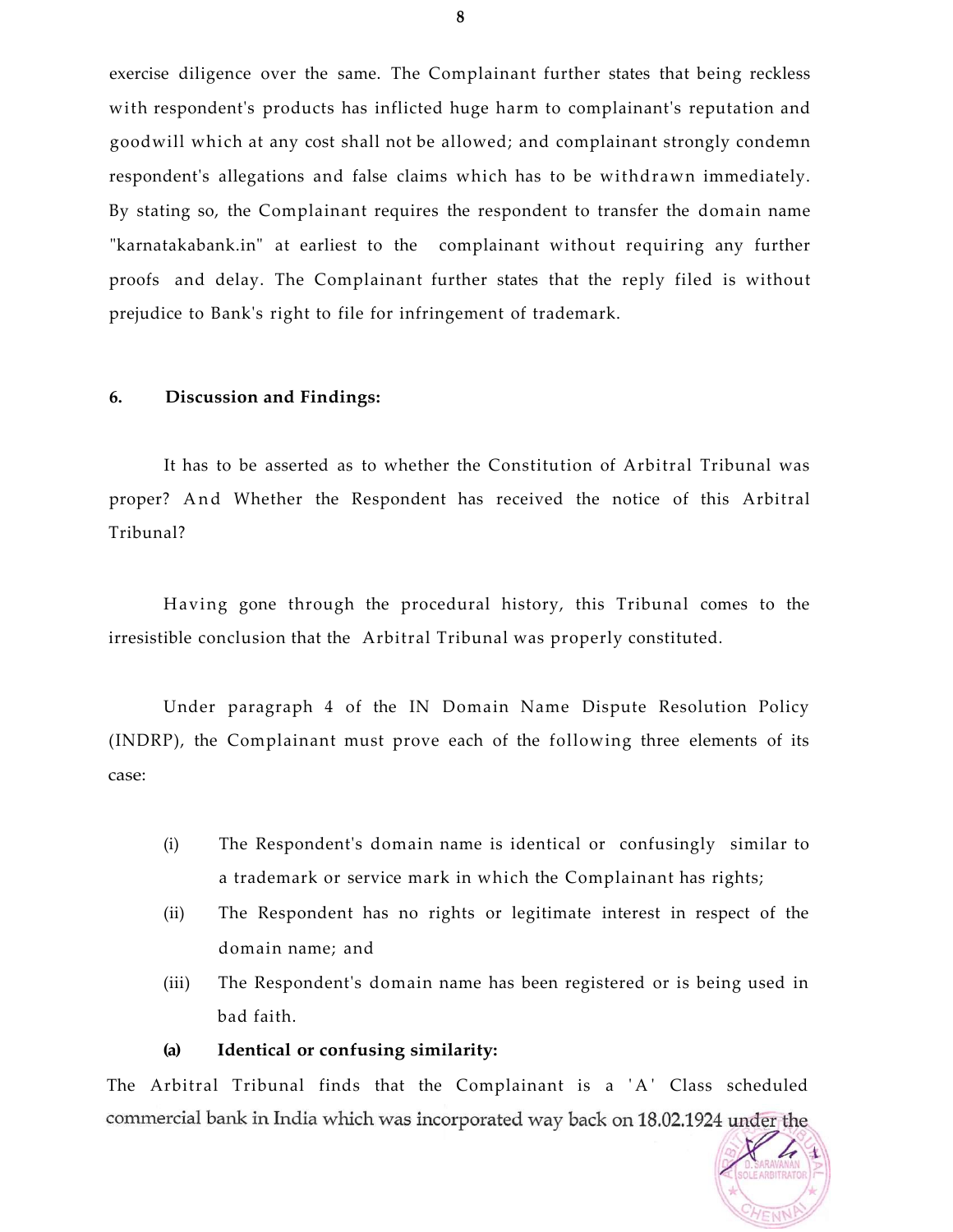exercise diligence over the same. The Complainant further states that being reckless with respondent's products has inflicted huge harm to complainant's reputation and goodwill which at any cost shall not be allowed; and complainant strongly condemn respondent's allegations and false claims which has to be withdrawn immediately. By stating so, the Complainant requires the respondent to transfer the domain name "karnatakabank.in" at earliest to the complainant without requiring any further proofs and delay. The Complainant further states that the reply filed is without prejudice to Bank's right to file for infringement of trademark.

## 6. Discussion and Findings:

It has to be asserted as to whether the Constitution of Arbitral Tribunal was proper? And Whether the Respondent has received the notice of this Arbitral Tribunal?

Having gone through the procedural history, this Tribunal comes to the irresistible conclusion that the Arbitral Tribunal was properly constituted.

Under paragraph 4 of the IN Domain Name Dispute Resolution Policy (INDRP), the Complainant must prove each of the following three elements of its case:

(i) The Respondent's domain name is identical or confusingly similar to a trademark or service mark in which the Complainant has rights;

(ii) The Respondent has no rights or legitimate interest in respect of the domain name; and

(iii) The Respondent's domain name has been registered or is being used in bad faith.

**(a) Identical or confusing similarity:**

The Arbitral Tribunal finds that the Complainant is a 'A' Class scheduled commercial bank in India which was incorporated way back on 18.02.1924 under the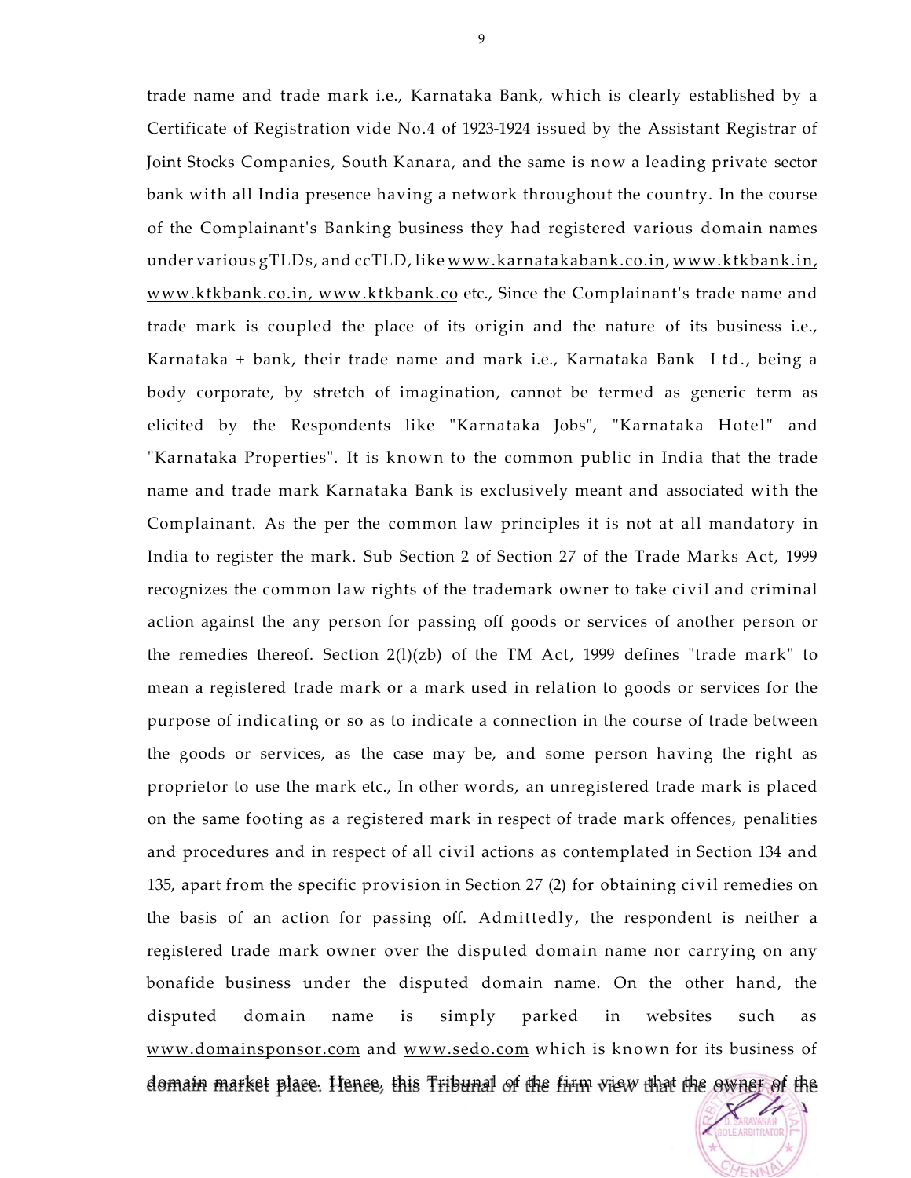trade name and trade mark i.e., Karnataka Bank, which is clearly established by a Certificate of Registration vide No.4 of 1923-1924 issued by the Assistant Registrar of Joint Stocks Companies, South Kanara, and the same is now a leading private sector bank with all India presence having a network throughout the country. In the course of the Complainant's Banking business they had registered various domain names under various gTLDs, and ccTLD, like www.karnatakabank.co.in, www.ktkbank.in, www.ktkbank.co.in, www.ktkbank.co etc., Since the Complainant's trade name and trade mark is coupled the place of its origin and the nature of its business i.e., Karnataka + bank, their trade name and mark i.e., Karnataka Bank Ltd., being a body corporate, by stretch of imagination, cannot be termed as generic term as elicited by the Respondents like "Karnataka Jobs", "Karnataka Hotel" and "Karnataka Properties". It is known to the common public in India that the trade name and trade mark Karnataka Bank is exclusively meant and associated with the Complainant. As the per the common law principles it is not at all mandatory in India to register the mark. Sub Section 2 of Section 27 of the Trade Marks Act, 1999 recognizes the common law rights of the trademark owner to take civil and criminal action against the any person for passing off goods or services of another person or the remedies thereof. Section 2(l)(zb) of the TM Act, 1999 defines "trade mark" to mean a registered trade mark or a mark used in relation to goods or services for the purpose of indicating or so as to indicate a connection in the course of trade between the goods or services, as the case may be, and some person having the right as proprietor to use the mark etc., In other words, an unregistered trade mark is placed on the same footing as a registered mark in respect of trade mark offences, penalities and procedures and in respect of all civil actions as contemplated in Section 134 and 135, apart from the specific provision in Section 27 (2) for obtaining civil remedies on the basis of an action for passing off. Admittedly, the respondent is neither a registered trade mark owner over the disputed domain name nor carrying on any bonafide business under the disputed domain name. On the other hand, the disputed domain name is simply parked in websites such as www.domainsponsor.com and www.sedo.com which is known for its business of domain market place. Hence, this Tribunal of the firm view that the owner of the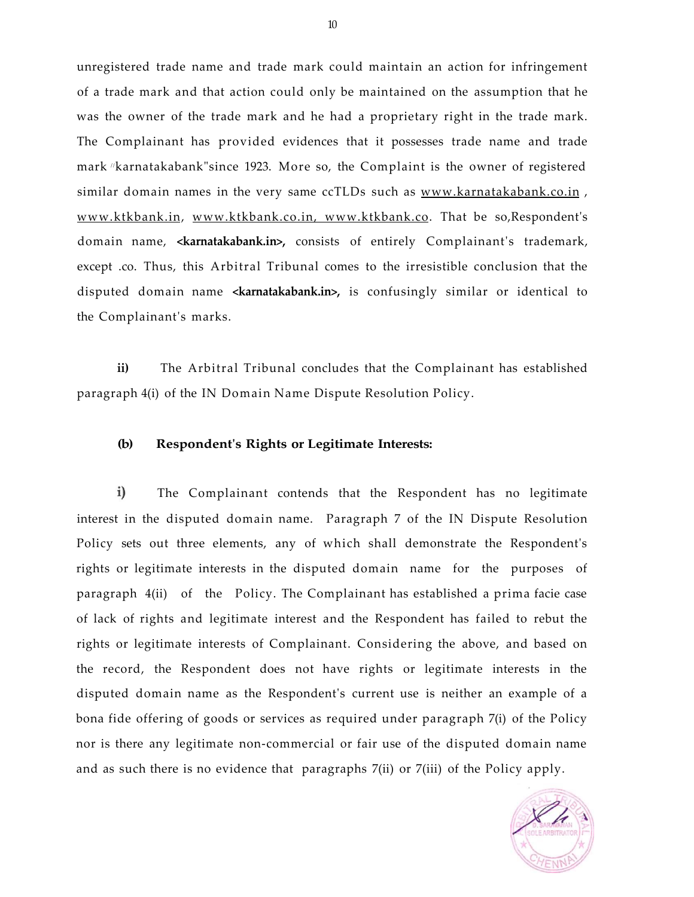unregistered trade name and trade mark could maintain an action for infringement of a trade mark and that action could only be maintained on the assumption that he was the owner of the trade mark and he had a proprietary right in the trade mark. The Complainant has provided evidences that it possesses trade name and trade mark "karnatakabank"since 1923. More so, the Complaint is the owner of registered similar domain names in the very same ccTLDs such as www.karnatakabank.co.in , www.ktkbank.in, www.ktkbank.co.in, www.ktkbank.co. That be so,Respondent's domain name, **<karnatakabank.in>,** consists of entirely Complainant's trademark, except .co. Thus, this Arbitral Tribunal comes to the irresistible conclusion that the disputed domain name **<karnatakabank.in>,** is confusingly similar or identical to the Complainant's marks.

**ii)** The Arbitral Tribunal concludes that the Complainant has established paragraph 4(i) of the IN Domain Name Dispute Resolution Policy.

**(b) Respondent's Rights or Legitimate Interests:**

**i)** The Complainant contends that the Respondent has no legitimate interest in the disputed domain name. Paragraph 7 of the IN Dispute Resolution Policy sets out three elements, any of which shall demonstrate the Respondent's rights or legitimate interests in the disputed domain name for the purposes of paragraph 4(ii) of the Policy. The Complainant has established a prima facie case of lack of rights and legitimate interest and the Respondent has failed to rebut the rights or legitimate interests of Complainant. Considering the above, and based on the record, the Respondent does not have rights or legitimate interests in the disputed domain name as the Respondent's current use is neither an example of a bona fide offering of goods or services as required under paragraph 7(i) of the Policy nor is there any legitimate non-commercial or fair use of the disputed domain name and as such there is no evidence that paragraphs 7(ii) or 7(iii) of the Policy apply.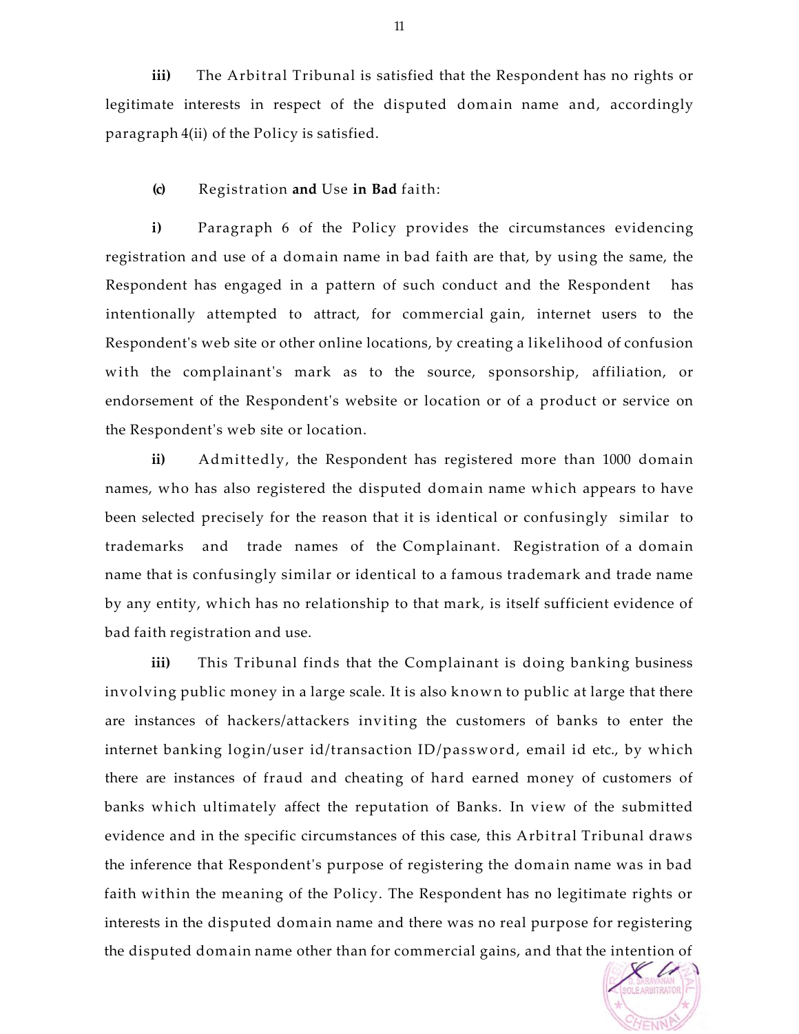**iii)** The Arbitral Tribunal is satisfied that the Respondent has no rights or legitimate interests in respect of the disputed domain name and, accordingly paragraph 4(ii) of the Policy is satisfied.

**(c)** Registration **and** Use **in Bad** faith:

**i)** Paragraph 6 of the Policy provides the circumstances evidencing registration and use of a domain name in bad faith are that, by using the same, the Respondent has engaged in a pattern of such conduct and the Respondent has intentionally attempted to attract, for commercial gain, internet users to the Respondent's web site or other online locations, by creating a likelihood of confusion with the complainant's mark as to the source, sponsorship, affiliation, or endorsement of the Respondent's website or location or of a product or service on the Respondent's web site or location.

**ii)** Admittedly, the Respondent has registered more than 1000 domain names, who has also registered the disputed domain name which appears to have been selected precisely for the reason that it is identical or confusingly similar to trademarks and trade names of the Complainant. Registration of a domain name that is confusingly similar or identical to a famous trademark and trade name by any entity, which has no relationship to that mark, is itself sufficient evidence of bad faith registration and use.

**iii)** This Tribunal finds that the Complainant is doing banking business involving public money in a large scale. It is also known to public at large that there are instances of hackers/attackers inviting the customers of banks to enter the internet banking login/user id/transaction ID/password, email id etc., by which there are instances of fraud and cheating of hard earned money of customers of banks which ultimately affect the reputation of Banks. In view of the submitted evidence and in the specific circumstances of this case, this Arbitral Tribunal draws the inference that Respondent's purpose of registering the domain name was in bad faith within the meaning of the Policy. The Respondent has no legitimate rights or interests in the disputed domain name and there was no real purpose for registering the disputed domain name other than for commercial gains, and that the intention of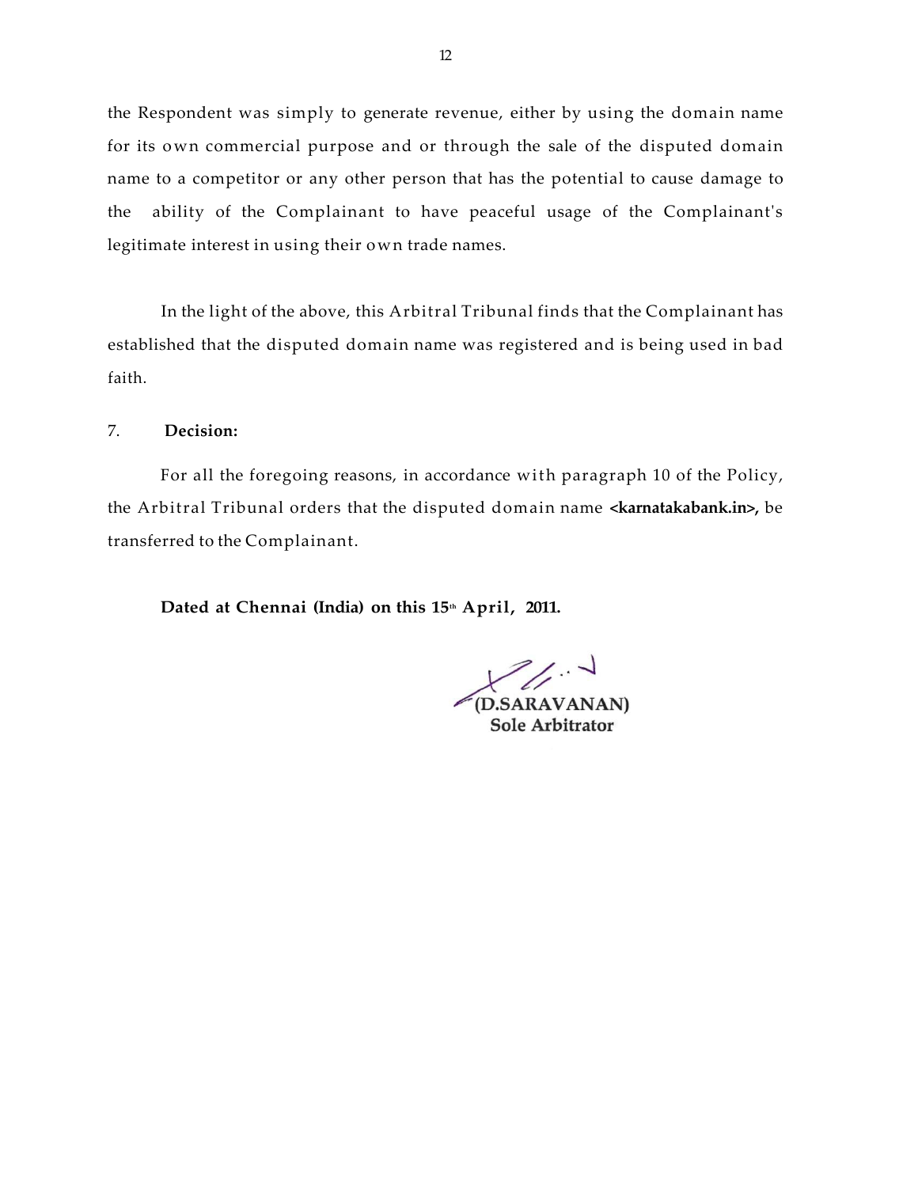the Respondent was simply to generate revenue, either by using the domain name for its own commercial purpose and or through the sale of the disputed domain name to a competitor or any other person that has the potential to cause damage to the ability of the Complainant to have peaceful usage of the Complainant's legitimate interest in using their own trade names.

In the light of the above, this Arbitral Tribunal finds that the Complainant has established that the disputed domain name was registered and is being used in bad faith.

7. **Decision:**

For all the foregoing reasons, in accordance with paragraph 10 of the Policy, the Arbitral Tribunal orders that the disputed domain name **<karnatakabank.in>,** be transferred to the Complainant.

**Dated at Chennai (India) on this 15th April, 2011.**

**(D.SARAVANAN)**
**Sole Arbitrator**